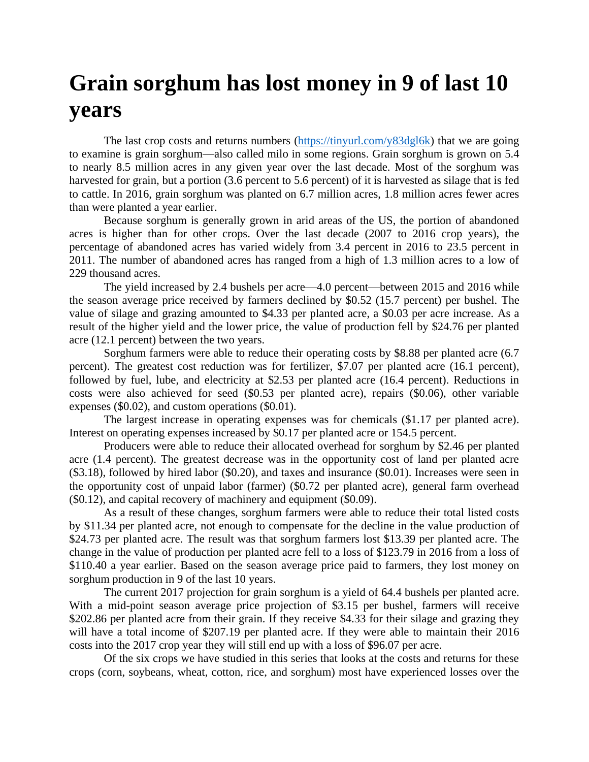# Grain sorghum has lost money in 9 of last 10 years

The last crop costs and returns numbers (https://tinyurl.com/y83dgl6k) that we are going to examine is grain sorghum—also called milo in some regions. Grain sorghum is grown on 5.4 to nearly 8.5 million acres in any given year over the last decade. Most of the sorghum was harvested for grain, but a portion (3.6 percent to 5.6 percent) of it is harvested as silage that is fed to cattle. In 2016, grain sorghum was planted on 6.7 million acres, 1.8 million acres fewer acres than were planted a year earlier.

Because sorghum is generally grown in arid areas of the US, the portion of abandoned acres is higher than for other crops. Over the last decade (2007 to 2016 crop years), the percentage of abandoned acres has varied widely from 3.4 percent in 2016 to 23.5 percent in 2011. The number of abandoned acres has ranged from a high of 1.3 million acres to a low of 229 thousand acres.

The yield increased by 2.4 bushels per acre—4.0 percent—between 2015 and 2016 while the season average price received by farmers declined by $0.52 (15.7 percent) per bushel. The value of silage and grazing amounted to $4.33 per planted acre, a $0.03 per acre increase. As a result of the higher yield and the lower price, the value of production fell by $24.76 per planted acre (12.1 percent) between the two years.

Sorghum farmers were able to reduce their operating costs by $8.88 per planted acre (6.7 percent). The greatest cost reduction was for fertilizer, $7.07 per planted acre (16.1 percent), followed by fuel, lube, and electricity at $2.53 per planted acre (16.4 percent). Reductions in costs were also achieved for seed ($0.53 per planted acre), repairs ($0.06), other variable expenses ($0.02), and custom operations ($0.01).

The largest increase in operating expenses was for chemicals ($1.17 per planted acre). Interest on operating expenses increased by $0.17 per planted acre or 154.5 percent.

Producers were able to reduce their allocated overhead for sorghum by $2.46 per planted acre (1.4 percent). The greatest decrease was in the opportunity cost of land per planted acre ($3.18), followed by hired labor ($0.20), and taxes and insurance ($0.01). Increases were seen in the opportunity cost of unpaid labor (farmer) ($0.72 per planted acre), general farm overhead ($0.12), and capital recovery of machinery and equipment ($0.09).

As a result of these changes, sorghum farmers were able to reduce their total listed costs by $11.34 per planted acre, not enough to compensate for the decline in the value production of $24.73 per planted acre. The result was that sorghum farmers lost $13.39 per planted acre. The change in the value of production per planted acre fell to a loss of $123.79 in 2016 from a loss of $110.40 a year earlier. Based on the season average price paid to farmers, they lost money on sorghum production in 9 of the last 10 years.

The current 2017 projection for grain sorghum is a yield of 64.4 bushels per planted acre. With a mid-point season average price projection of $3.15 per bushel, farmers will receive $202.86 per planted acre from their grain. If they receive $4.33 for their silage and grazing they will have a total income of $207.19 per planted acre. If they were able to maintain their 2016 costs into the 2017 crop year they will still end up with a loss of $96.07 per acre.

Of the six crops we have studied in this series that looks at the costs and returns for these crops (corn, soybeans, wheat, cotton, rice, and sorghum) most have experienced losses over the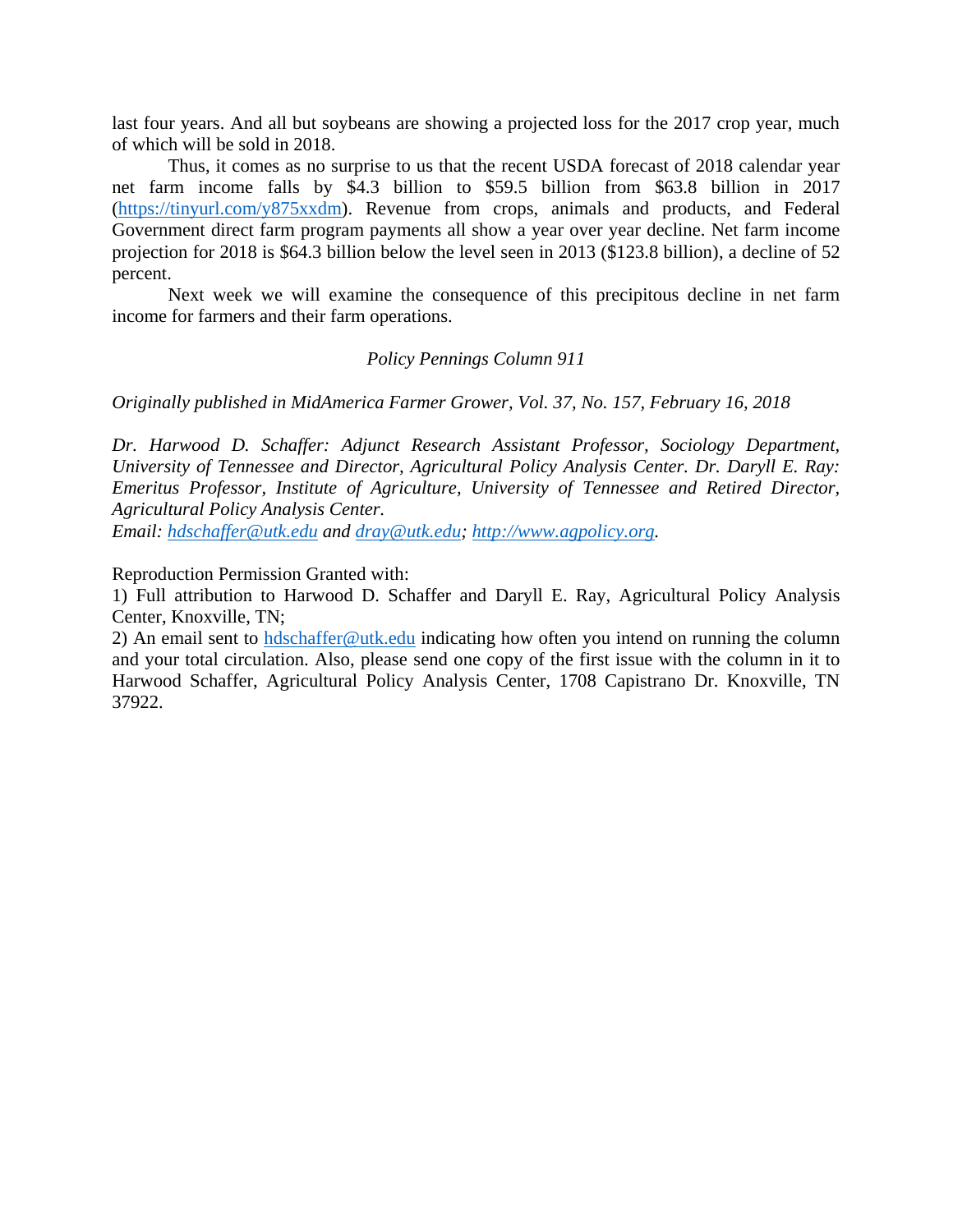last four years. And all but soybeans are showing a projected loss for the 2017 crop year, much of which will be sold in 2018.

Thus, it comes as no surprise to us that the recent USDA forecast of 2018 calendar year net farm income falls by $4.3 billion to $59.5 billion from $63.8 billion in 2017 ([https://tinyurl.com/y875xxdm](https://tinyurl.com/y875xxdm)). Revenue from crops, animals and products, and Federal Government direct farm program payments all show a year over year decline. Net farm income projection for 2018 is $64.3 billion below the level seen in 2013 ($123.8 billion), a decline of 52 percent.

Next week we will examine the consequence of this precipitous decline in net farm income for farmers and their farm operations.

*Policy Pennings Column 911*

*Originally published in MidAmerica Farmer Grower, Vol. 37, No. 157, February 16, 2018*

*Dr. Harwood D. Schaffer: Adjunct Research Assistant Professor, Sociology Department, University of Tennessee and Director, Agricultural Policy Analysis Center. Dr. Daryll E. Ray: Emeritus Professor, Institute of Agriculture, University of Tennessee and Retired Director, Agricultural Policy Analysis Center.*
*Email: [hdschaffer@utk.edu](mailto:hdschaffer@utk.edu) and [dray@utk.edu](mailto:dray@utk.edu); [http://www.agpolicy.org](http://www.agpolicy.org).*

Reproduction Permission Granted with:
1) Full attribution to Harwood D. Schaffer and Daryll E. Ray, Agricultural Policy Analysis Center, Knoxville, TN;
2) An email sent to [hdschaffer@utk.edu](mailto:hdschaffer@utk.edu) indicating how often you intend on running the column and your total circulation. Also, please send one copy of the first issue with the column in it to Harwood Schaffer, Agricultural Policy Analysis Center, 1708 Capistrano Dr. Knoxville, TN 37922.